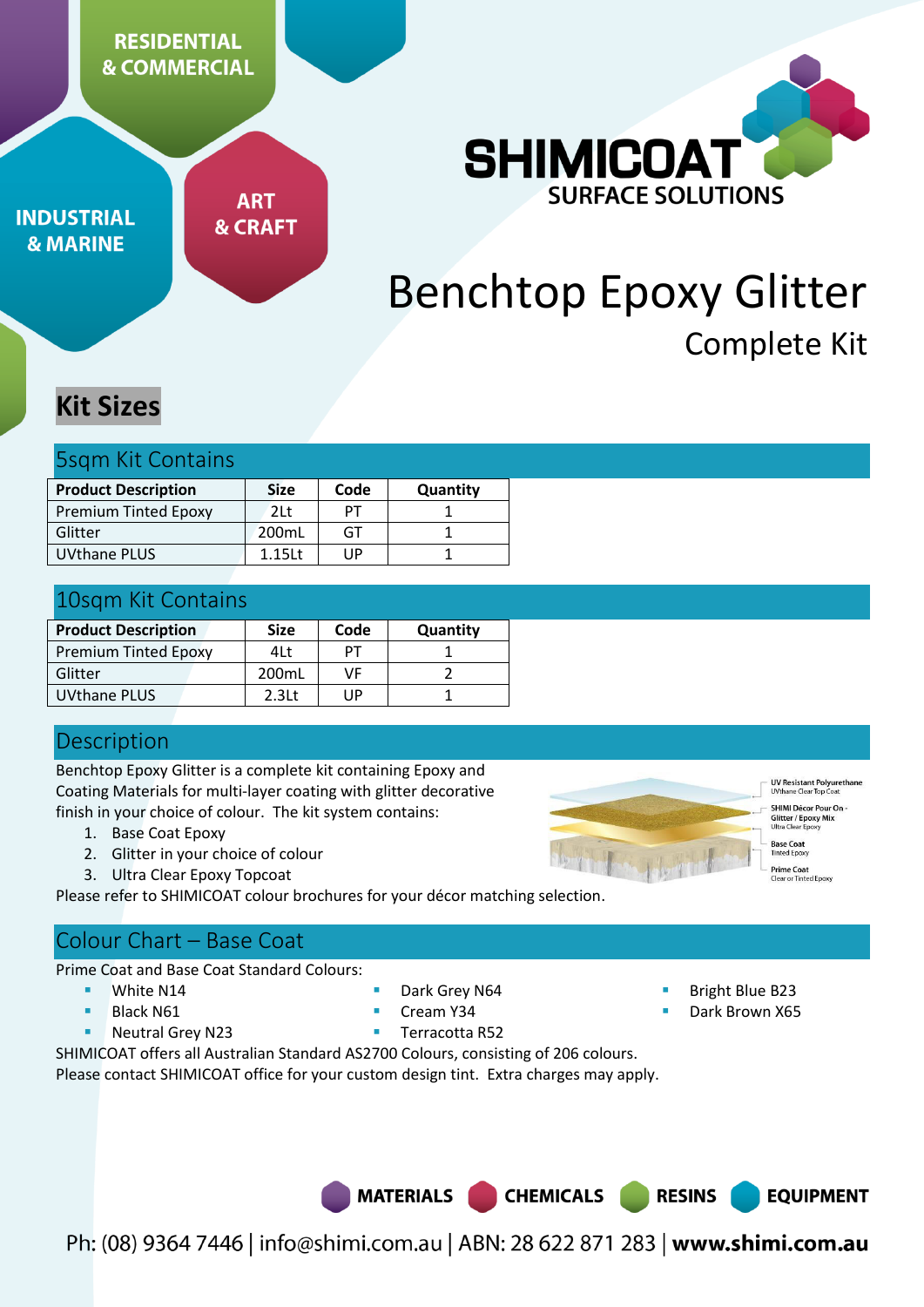RESIDENTIAL & COMMERCIAL

INDUSTRIAL & MARINE

ART & CRAFT

SHIMICOAT SURFACE SOLUTIONS

# Benchtop Epoxy Glitter

## Complete Kit

## Kit Sizes

### 5sqm Kit Contains

| Product Description | Size | Code | Quantity |
|---|---|---|---|
| Premium Tinted Epoxy | 2Lt | PT | 1 |
| Glitter | 200mL | GT | 1 |
| UVthane PLUS | 1.15Lt | UP | 1 |

### 10sqm Kit Contains

| Product Description | Size | Code | Quantity |
|---|---|---|---|
| Premium Tinted Epoxy | 4Lt | PT | 1 |
| Glitter | 200mL | VF | 2 |
| UVthane PLUS | 2.3Lt | UP | 1 |

### Description

Benchtop Epoxy Glitter is a complete kit containing Epoxy and Coating Materials for multi-layer coating with glitter decorative finish in your choice of colour. The kit system contains:

1. Base Coat Epoxy
2. Glitter in your choice of colour
3. Ultra Clear Epoxy Topcoat

UV Resistant Polyurethane – UVthane Clear Top Coat
SHIMI Décor Pour On - Glitter / Epoxy Mix – Ultra Clear Epoxy
Base Coat – Tinted Epoxy
Prime Coat – Clear or Tinted Epoxy

Please refer to SHIMICOAT colour brochures for your décor matching selection.

### Colour Chart – Base Coat

Prime Coat and Base Coat Standard Colours:

- White N14
- Black N61
- Neutral Grey N23
- Dark Grey N64
- Cream Y34
- Terracotta R52
- Bright Blue B23
- Dark Brown X65

SHIMICOAT offers all Australian Standard AS2700 Colours, consisting of 206 colours.
Please contact SHIMICOAT office for your custom design tint. Extra charges may apply.

MATERIALS CHEMICALS RESINS EQUIPMENT

Ph: (08) 9364 7446 | info@shimi.com.au | ABN: 28 622 871 283 | **www.shimi.com.au**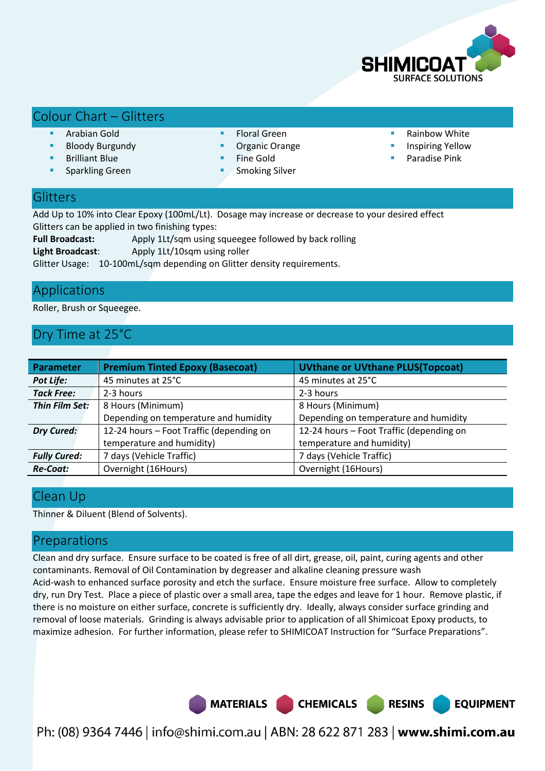## Colour Chart – Glitters

- Arabian Gold
- Bloody Burgundy
- Brilliant Blue
- Sparkling Green
- Floral Green
- Organic Orange
- Fine Gold
- Smoking Silver
- Rainbow White
- Inspiring Yellow
- Paradise Pink

## Glitters

Add Up to 10% into Clear Epoxy (100mL/Lt). Dosage may increase or decrease to your desired effect
Glitters can be applied in two finishing types:

**Full Broadcast:** Apply 1Lt/sqm using squeegee followed by back rolling
**Light Broadcast**: Apply 1Lt/10sqm using roller

Glitter Usage: 10-100mL/sqm depending on Glitter density requirements.

## Applications

Roller, Brush or Squeegee.

## Dry Time at 25°C

| Parameter | Premium Tinted Epoxy (Basecoat) | UVthane or UVthane PLUS(Topcoat) |
|---|---|---|
| ***Pot Life:*** | 45 minutes at 25°C | 45 minutes at 25°C |
| ***Tack Free:*** | 2-3 hours | 2-3 hours |
| ***Thin Film Set:*** | 8 Hours (Minimum) Depending on temperature and humidity | 8 Hours (Minimum) Depending on temperature and humidity |
| ***Dry Cured:*** | 12-24 hours – Foot Traffic (depending on temperature and humidity) | 12-24 hours – Foot Traffic (depending on temperature and humidity) |
| ***Fully Cured:*** | 7 days (Vehicle Traffic) | 7 days (Vehicle Traffic) |
| ***Re-Coat:*** | Overnight (16Hours) | Overnight (16Hours) |

## Clean Up

Thinner & Diluent (Blend of Solvents).

## Preparations

Clean and dry surface. Ensure surface to be coated is free of all dirt, grease, oil, paint, curing agents and other contaminants. Removal of Oil Contamination by degreaser and alkaline cleaning pressure wash
Acid-wash to enhanced surface porosity and etch the surface. Ensure moisture free surface. Allow to completely dry, run Dry Test. Place a piece of plastic over a small area, tape the edges and leave for 1 hour. Remove plastic, if there is no moisture on either surface, concrete is sufficiently dry. Ideally, always consider surface grinding and removal of loose materials. Grinding is always advisable prior to application of all Shimicoat Epoxy products, to maximize adhesion. For further information, please refer to SHIMICOAT Instruction for "Surface Preparations".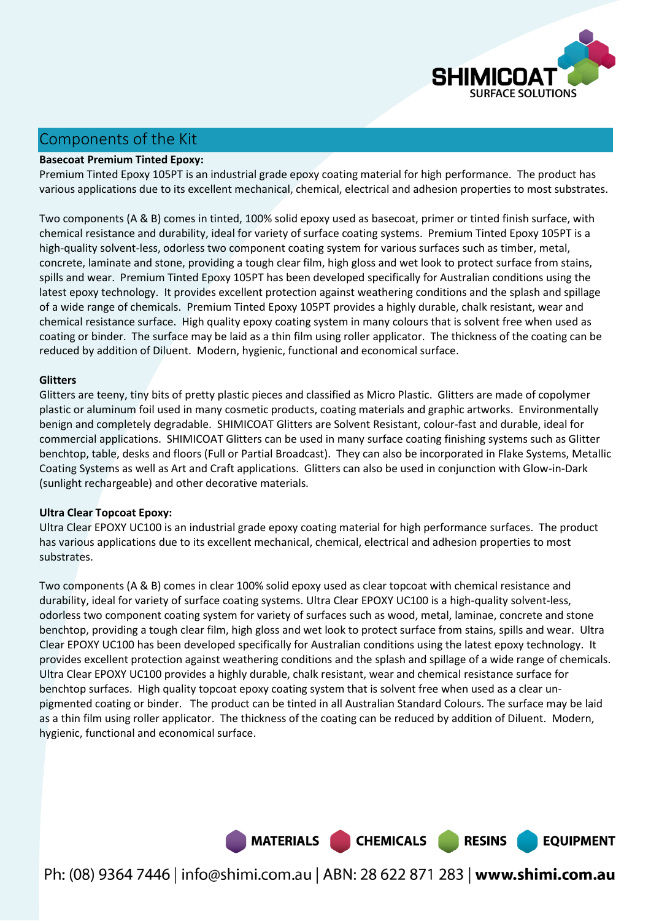## Components of the Kit

**Basecoat Premium Tinted Epoxy:**

Premium Tinted Epoxy 105PT is an industrial grade epoxy coating material for high performance. The product has various applications due to its excellent mechanical, chemical, electrical and adhesion properties to most substrates.

Two components (A & B) comes in tinted, 100% solid epoxy used as basecoat, primer or tinted finish surface, with chemical resistance and durability, ideal for variety of surface coating systems. Premium Tinted Epoxy 105PT is a high-quality solvent-less, odorless two component coating system for various surfaces such as timber, metal, concrete, laminate and stone, providing a tough clear film, high gloss and wet look to protect surface from stains, spills and wear. Premium Tinted Epoxy 105PT has been developed specifically for Australian conditions using the latest epoxy technology. It provides excellent protection against weathering conditions and the splash and spillage of a wide range of chemicals. Premium Tinted Epoxy 105PT provides a highly durable, chalk resistant, wear and chemical resistance surface. High quality epoxy coating system in many colours that is solvent free when used as coating or binder. The surface may be laid as a thin film using roller applicator. The thickness of the coating can be reduced by addition of Diluent. Modern, hygienic, functional and economical surface.

**Glitters**

Glitters are teeny, tiny bits of pretty plastic pieces and classified as Micro Plastic. Glitters are made of copolymer plastic or aluminum foil used in many cosmetic products, coating materials and graphic artworks. Environmentally benign and completely degradable. SHIMICOAT Glitters are Solvent Resistant, colour-fast and durable, ideal for commercial applications. SHIMICOAT Glitters can be used in many surface coating finishing systems such as Glitter benchtop, table, desks and floors (Full or Partial Broadcast). They can also be incorporated in Flake Systems, Metallic Coating Systems as well as Art and Craft applications. Glitters can also be used in conjunction with Glow-in-Dark (sunlight rechargeable) and other decorative materials.

**Ultra Clear Topcoat Epoxy:**

Ultra Clear EPOXY UC100 is an industrial grade epoxy coating material for high performance surfaces. The product has various applications due to its excellent mechanical, chemical, electrical and adhesion properties to most substrates.

Two components (A & B) comes in clear 100% solid epoxy used as clear topcoat with chemical resistance and durability, ideal for variety of surface coating systems. Ultra Clear EPOXY UC100 is a high-quality solvent-less, odorless two component coating system for variety of surfaces such as wood, metal, laminae, concrete and stone benchtop, providing a tough clear film, high gloss and wet look to protect surface from stains, spills and wear. Ultra Clear EPOXY UC100 has been developed specifically for Australian conditions using the latest epoxy technology. It provides excellent protection against weathering conditions and the splash and spillage of a wide range of chemicals. Ultra Clear EPOXY UC100 provides a highly durable, chalk resistant, wear and chemical resistance surface for benchtop surfaces. High quality topcoat epoxy coating system that is solvent free when used as a clear un-pigmented coating or binder. The product can be tinted in all Australian Standard Colours. The surface may be laid as a thin film using roller applicator. The thickness of the coating can be reduced by addition of Diluent. Modern, hygienic, functional and economical surface.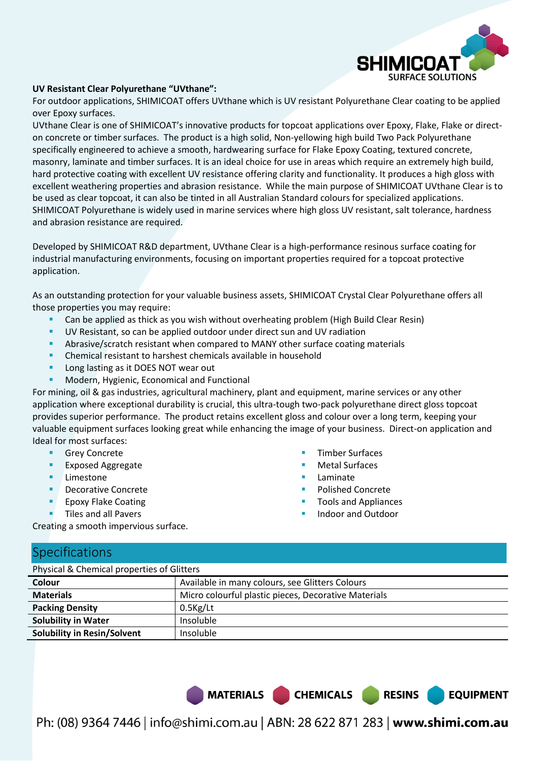**UV Resistant Clear Polyurethane "UVthane":**

For outdoor applications, SHIMICOAT offers UVthane which is UV resistant Polyurethane Clear coating to be applied over Epoxy surfaces.

UVthane Clear is one of SHIMICOAT's innovative products for topcoat applications over Epoxy, Flake, Flake or direct-on concrete or timber surfaces. The product is a high solid, Non-yellowing high build Two Pack Polyurethane specifically engineered to achieve a smooth, hardwearing surface for Flake Epoxy Coating, textured concrete, masonry, laminate and timber surfaces. It is an ideal choice for use in areas which require an extremely high build, hard protective coating with excellent UV resistance offering clarity and functionality. It produces a high gloss with excellent weathering properties and abrasion resistance. While the main purpose of SHIMICOAT UVthane Clear is to be used as clear topcoat, it can also be tinted in all Australian Standard colours for specialized applications. SHIMICOAT Polyurethane is widely used in marine services where high gloss UV resistant, salt tolerance, hardness and abrasion resistance are required.

Developed by SHIMICOAT R&D department, UVthane Clear is a high-performance resinous surface coating for industrial manufacturing environments, focusing on important properties required for a topcoat protective application.

As an outstanding protection for your valuable business assets, SHIMICOAT Crystal Clear Polyurethane offers all those properties you may require:

- Can be applied as thick as you wish without overheating problem (High Build Clear Resin)
- UV Resistant, so can be applied outdoor under direct sun and UV radiation
- Abrasive/scratch resistant when compared to MANY other surface coating materials
- Chemical resistant to harshest chemicals available in household
- Long lasting as it DOES NOT wear out
- Modern, Hygienic, Economical and Functional

For mining, oil & gas industries, agricultural machinery, plant and equipment, marine services or any other application where exceptional durability is crucial, this ultra-tough two-pack polyurethane direct gloss topcoat provides superior performance. The product retains excellent gloss and colour over a long term, keeping your valuable equipment surfaces looking great while enhancing the image of your business. Direct-on application and Ideal for most surfaces:

- Grey Concrete
- Exposed Aggregate
- Limestone
- Decorative Concrete
- Epoxy Flake Coating
- Tiles and all Pavers
- Timber Surfaces
- Metal Surfaces
- Laminate
- Polished Concrete
- Tools and Appliances
- Indoor and Outdoor

Creating a smooth impervious surface.

## Specifications

Physical & Chemical properties of Glitters

| | |
|---|---|
| **Colour** | Available in many colours, see Glitters Colours |
| **Materials** | Micro colourful plastic pieces, Decorative Materials |
| **Packing Density** | 0.5Kg/Lt |
| **Solubility in Water** | Insoluble |
| **Solubility in Resin/Solvent** | Insoluble |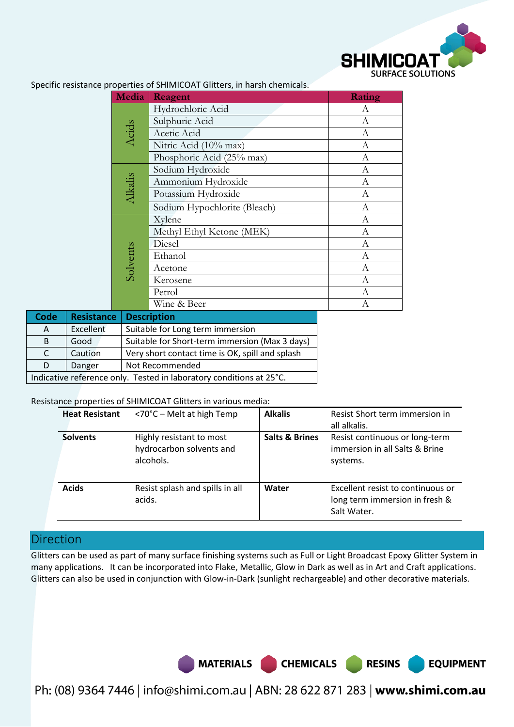Specific resistance properties of SHIMICOAT Glitters, in harsh chemicals.

| Media | Reagent | Rating |
|---|---|---|
| Acids | Hydrochloric Acid | A |
| | Sulphuric Acid | A |
| | Acetic Acid | A |
| | Nitric Acid (10% max) | A |
| | Phosphoric Acid (25% max) | A |
| Alkalis | Sodium Hydroxide | A |
| | Ammonium Hydroxide | A |
| | Potassium Hydroxide | A |
| | Sodium Hypochlorite (Bleach) | A |
| Solvents | Xylene | A |
| | Methyl Ethyl Ketone (MEK) | A |
| | Diesel | A |
| | Ethanol | A |
| | Acetone | A |
| | Kerosene | A |
| | Petrol | A |
| | Wine & Beer | A |

| Code | Resistance | Description |
|---|---|---|
| A | Excellent | Suitable for Long term immersion |
| B | Good | Suitable for Short-term immersion (Max 3 days) |
| C | Caution | Very short contact time is OK, spill and splash |
| D | Danger | Not Recommended |
| Indicative reference only. Tested in laboratory conditions at 25°C. | | |

Resistance properties of SHIMICOAT Glitters in various media:

| | | | |
|---|---|---|---|
| **Heat Resistant** | <70°C – Melt at high Temp | **Alkalis** | Resist Short term immersion in all alkalis. |
| **Solvents** | Highly resistant to most hydrocarbon solvents and alcohols. | **Salts & Brines** | Resist continuous or long-term immersion in all Salts & Brine systems. |
| **Acids** | Resist splash and spills in all acids. | **Water** | Excellent resist to continuous or long term immersion in fresh & Salt Water. |

## Direction

Glitters can be used as part of many surface finishing systems such as Full or Light Broadcast Epoxy Glitter System in many applications. It can be incorporated into Flake, Metallic, Glow in Dark as well as in Art and Craft applications. Glitters can also be used in conjunction with Glow-in-Dark (sunlight rechargeable) and other decorative materials.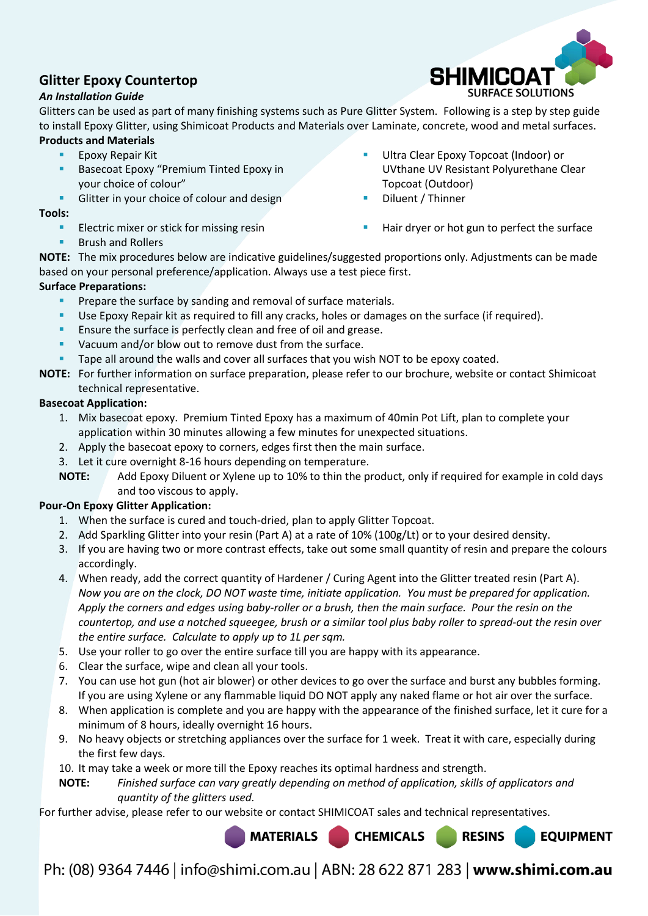## Glitter Epoxy Countertop

***An Installation Guide***

Glitters can be used as part of many finishing systems such as Pure Glitter System. Following is a step by step guide to install Epoxy Glitter, using Shimicoat Products and Materials over Laminate, concrete, wood and metal surfaces.

**Products and Materials**

- Epoxy Repair Kit
- Basecoat Epoxy "Premium Tinted Epoxy in your choice of colour"
- Glitter in your choice of colour and design
- Ultra Clear Epoxy Topcoat (Indoor) or UVthane UV Resistant Polyurethane Clear Topcoat (Outdoor)
- Diluent / Thinner

**Tools:**

- Electric mixer or stick for missing resin
- Brush and Rollers
- Hair dryer or hot gun to perfect the surface

**NOTE:** The mix procedures below are indicative guidelines/suggested proportions only. Adjustments can be made based on your personal preference/application. Always use a test piece first.

**Surface Preparations:**

- Prepare the surface by sanding and removal of surface materials.
- Use Epoxy Repair kit as required to fill any cracks, holes or damages on the surface (if required).
- Ensure the surface is perfectly clean and free of oil and grease.
- Vacuum and/or blow out to remove dust from the surface.
- Tape all around the walls and cover all surfaces that you wish NOT to be epoxy coated.

**NOTE:** For further information on surface preparation, please refer to our brochure, website or contact Shimicoat technical representative.

**Basecoat Application:**

1. Mix basecoat epoxy. Premium Tinted Epoxy has a maximum of 40min Pot Lift, plan to complete your application within 30 minutes allowing a few minutes for unexpected situations.
2. Apply the basecoat epoxy to corners, edges first then the main surface.
3. Let it cure overnight 8-16 hours depending on temperature.

**NOTE:** Add Epoxy Diluent or Xylene up to 10% to thin the product, only if required for example in cold days and too viscous to apply.

**Pour-On Epoxy Glitter Application:**

1. When the surface is cured and touch-dried, plan to apply Glitter Topcoat.
2. Add Sparkling Glitter into your resin (Part A) at a rate of 10% (100g/Lt) or to your desired density.
3. If you are having two or more contrast effects, take out some small quantity of resin and prepare the colours accordingly.
4. When ready, add the correct quantity of Hardener / Curing Agent into the Glitter treated resin (Part A). *Now you are on the clock, DO NOT waste time, initiate application. You must be prepared for application. Apply the corners and edges using baby-roller or a brush, then the main surface. Pour the resin on the countertop, and use a notched squeegee, brush or a similar tool plus baby roller to spread-out the resin over the entire surface. Calculate to apply up to 1L per sqm.*
5. Use your roller to go over the entire surface till you are happy with its appearance.
6. Clear the surface, wipe and clean all your tools.
7. You can use hot gun (hot air blower) or other devices to go over the surface and burst any bubbles forming. If you are using Xylene or any flammable liquid DO NOT apply any naked flame or hot air over the surface.
8. When application is complete and you are happy with the appearance of the finished surface, let it cure for a minimum of 8 hours, ideally overnight 16 hours.
9. No heavy objects or stretching appliances over the surface for 1 week. Treat it with care, especially during the first few days.
10. It may take a week or more till the Epoxy reaches its optimal hardness and strength.

**NOTE:** *Finished surface can vary greatly depending on method of application, skills of applicators and quantity of the glitters used.*

For further advise, please refer to our website or contact SHIMICOAT sales and technical representatives.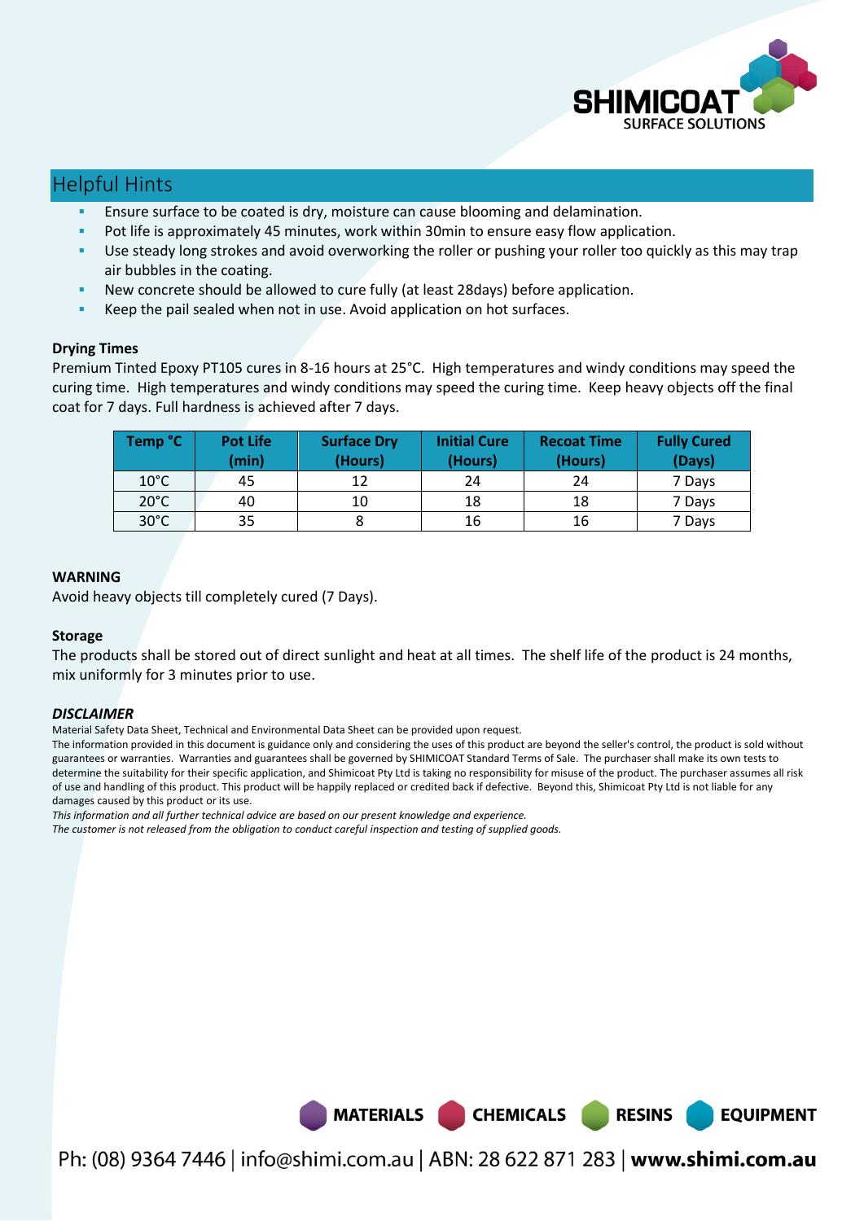## Helpful Hints

- Ensure surface to be coated is dry, moisture can cause blooming and delamination.
- Pot life is approximately 45 minutes, work within 30min to ensure easy flow application.
- Use steady long strokes and avoid overworking the roller or pushing your roller too quickly as this may trap air bubbles in the coating.
- New concrete should be allowed to cure fully (at least 28days) before application.
- Keep the pail sealed when not in use. Avoid application on hot surfaces.

**Drying Times**

Premium Tinted Epoxy PT105 cures in 8-16 hours at 25°C. High temperatures and windy conditions may speed the curing time. High temperatures and windy conditions may speed the curing time. Keep heavy objects off the final coat for 7 days. Full hardness is achieved after 7 days.

| Temp °C | Pot Life (min) | Surface Dry (Hours) | Initial Cure (Hours) | Recoat Time (Hours) | Fully Cured (Days) |
|---|---|---|---|---|---|
| 10°C | 45 | 12 | 24 | 24 | 7 Days |
| 20°C | 40 | 10 | 18 | 18 | 7 Days |
| 30°C | 35 | 8 | 16 | 16 | 7 Days |

**WARNING**

Avoid heavy objects till completely cured (7 Days).

**Storage**

The products shall be stored out of direct sunlight and heat at all times. The shelf life of the product is 24 months, mix uniformly for 3 minutes prior to use.

***DISCLAIMER***

Material Safety Data Sheet, Technical and Environmental Data Sheet can be provided upon request.

The information provided in this document is guidance only and considering the uses of this product are beyond the seller's control, the product is sold without guarantees or warranties. Warranties and guarantees shall be governed by SHIMICOAT Standard Terms of Sale. The purchaser shall make its own tests to determine the suitability for their specific application, and Shimicoat Pty Ltd is taking no responsibility for misuse of the product. The purchaser assumes all risk of use and handling of this product. This product will be happily replaced or credited back if defective. Beyond this, Shimicoat Pty Ltd is not liable for any damages caused by this product or its use.

*This information and all further technical advice are based on our present knowledge and experience.*

*The customer is not released from the obligation to conduct careful inspection and testing of supplied goods.*